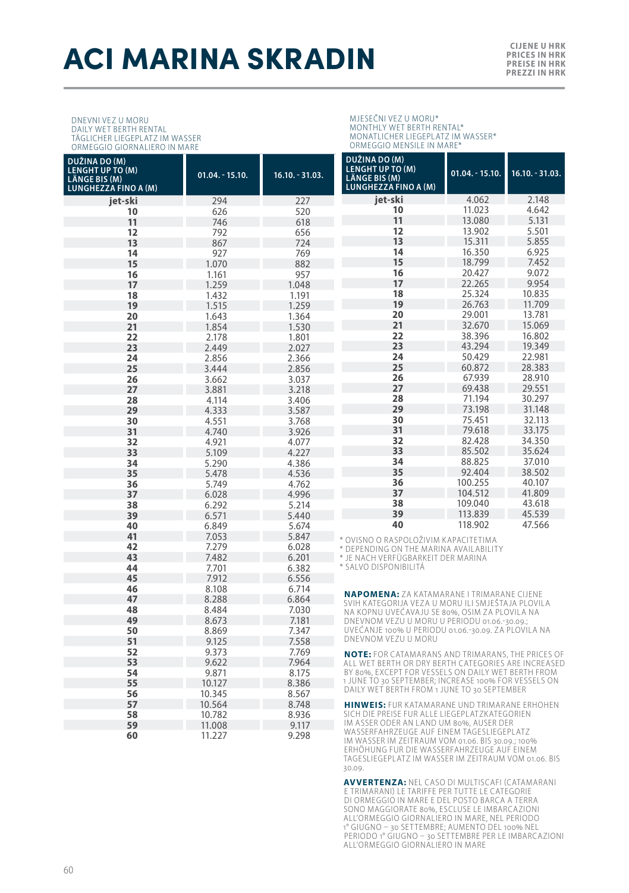# ACI MARINA SKRADIN

**CIJENE U HRK**
**PRICES IN HRK**
**PREISE IN HRK**
**PREZZI IN HRK**

DNEVNI VEZ U MORU
DAILY WET BERTH RENTAL
TÄGLICHER LIEGEPLATZ IM WASSER
ORMEGGIO GIORNALIERO IN MARE

| DUŽINA DO (M) LENGHT UP TO (M) LÄNGE BIS (M) LUNGHEZZA FINO A (M) | 01.04. - 15.10. | 16.10. - 31.03. |
|---|---|---|
| jet-ski | 294 | 227 |
| 10 | 626 | 520 |
| 11 | 746 | 618 |
| 12 | 792 | 656 |
| 13 | 867 | 724 |
| 14 | 927 | 769 |
| 15 | 1.070 | 882 |
| 16 | 1.161 | 957 |
| 17 | 1.259 | 1.048 |
| 18 | 1.432 | 1.191 |
| 19 | 1.515 | 1.259 |
| 20 | 1.643 | 1.364 |
| 21 | 1.854 | 1.530 |
| 22 | 2.178 | 1.801 |
| 23 | 2.449 | 2.027 |
| 24 | 2.856 | 2.366 |
| 25 | 3.444 | 2.856 |
| 26 | 3.662 | 3.037 |
| 27 | 3.881 | 3.218 |
| 28 | 4.114 | 3.406 |
| 29 | 4.333 | 3.587 |
| 30 | 4.551 | 3.768 |
| 31 | 4.740 | 3.926 |
| 32 | 4.921 | 4.077 |
| 33 | 5.109 | 4.227 |
| 34 | 5.290 | 4.386 |
| 35 | 5.478 | 4.536 |
| 36 | 5.749 | 4.762 |
| 37 | 6.028 | 4.996 |
| 38 | 6.292 | 5.214 |
| 39 | 6.571 | 5.440 |
| 40 | 6.849 | 5.674 |
| 41 | 7.053 | 5.847 |
| 42 | 7.279 | 6.028 |
| 43 | 7.482 | 6.201 |
| 44 | 7.701 | 6.382 |
| 45 | 7.912 | 6.556 |
| 46 | 8.108 | 6.714 |
| 47 | 8.288 | 6.864 |
| 48 | 8.484 | 7.030 |
| 49 | 8.673 | 7.181 |
| 50 | 8.869 | 7.347 |
| 51 | 9.125 | 7.558 |
| 52 | 9.373 | 7.769 |
| 53 | 9.622 | 7.964 |
| 54 | 9.871 | 8.175 |
| 55 | 10.127 | 8.386 |
| 56 | 10.345 | 8.567 |
| 57 | 10.564 | 8.748 |
| 58 | 10.782 | 8.936 |
| 59 | 11.008 | 9.117 |
| 60 | 11.227 | 9.298 |

MJESEČNI VEZ U MORU*
MONTHLY WET BERTH RENTAL*
MONATLICHER LIEGEPLATZ IM WASSER*
ORMEGGIO MENSILE IN MARE*

| DUŽINA DO (M) LENGHT UP TO (M) LÄNGE BIS (M) LUNGHEZZA FINO A (M) | 01.04. - 15.10. | 16.10. - 31.03. |
|---|---|---|
| jet-ski | 4.062 | 2.148 |
| 10 | 11.023 | 4.642 |
| 11 | 13.080 | 5.131 |
| 12 | 13.902 | 5.501 |
| 13 | 15.311 | 5.855 |
| 14 | 16.350 | 6.925 |
| 15 | 18.799 | 7.452 |
| 16 | 20.427 | 9.072 |
| 17 | 22.265 | 9.954 |
| 18 | 25.324 | 10.835 |
| 19 | 26.763 | 11.709 |
| 20 | 29.001 | 13.781 |
| 21 | 32.670 | 15.069 |
| 22 | 38.396 | 16.802 |
| 23 | 43.294 | 19.349 |
| 24 | 50.429 | 22.981 |
| 25 | 60.872 | 28.383 |
| 26 | 67.939 | 28.910 |
| 27 | 69.438 | 29.551 |
| 28 | 71.194 | 30.297 |
| 29 | 73.198 | 31.148 |
| 30 | 75.451 | 32.113 |
| 31 | 79.618 | 33.175 |
| 32 | 82.428 | 34.350 |
| 33 | 85.502 | 35.624 |
| 34 | 88.825 | 37.010 |
| 35 | 92.404 | 38.502 |
| 36 | 100.255 | 40.107 |
| 37 | 104.512 | 41.809 |
| 38 | 109.040 | 43.618 |
| 39 | 113.839 | 45.539 |
| 40 | 118.902 | 47.566 |

\* OVISNO O RASPOLOŽIVIM KAPACITETIMA
\* DEPENDING ON THE MARINA AVAILABILITY
\* JE NACH VERFÜGBARKEIT DER MARINA
\* SALVO DISPONIBILITÀ

**NAPOMENA:** ZA KATAMARANE I TRIMARANE CIJENE SVIH KATEGORIJA VEZA U MORU ILI SMJEŠTAJA PLOVILA NA KOPNU UVEĆAVAJU SE 80%, OSIM ZA PLOVILA NA DNEVNOM VEZU U MORU U PERIODU 01.06.-30.09.; UVEĆANJE 100% U PERIODU 01.06.-30.09. ZA PLOVILA NA DNEVNOM VEZU U MORU

**NOTE:** FOR CATAMARANS AND TRIMARANS, THE PRICES OF ALL WET BERTH OR DRY BERTH CATEGORIES ARE INCREASED BY 80%, EXCEPT FOR VESSELS ON DAILY WET BERTH FROM 1 JUNE TO 30 SEPTEMBER; INCREASE 100% FOR VESSELS ON DAILY WET BERTH FROM 1 JUNE TO 30 SEPTEMBER

**HINWEIS:** FUR KATAMARANE UND TRIMARANE ERHOHEN SICH DIE PREISE FUR ALLE LIEGEPLATZKATEGORIEN IM ASSER ODER AN LAND UM 80%, AUSER DER WASSERFAHRZEUGE AUF EINEM TAGESLIEGEPLATZ IM WASSER IM ZEITRAUM VOM 01.06. BIS 30.09.; 100% ERHÖHUNG FUR DIE WASSERFAHRZEUGE AUF EINEM TAGESLIEGEPLATZ IM WASSER IM ZEITRAUM VOM 01.06. BIS 30.09.

**AVVERTENZA:** NEL CASO DI MULTISCAFI (CATAMARANI E TRIMARANI) LE TARIFFE PER TUTTE LE CATEGORIE DI ORMEGGIO IN MARE E DEL POSTO BARCA A TERRA SONO MAGGIORATE 80%, ESCLUSE LE IMBARCAZIONI ALL'ORMEGGIO GIORNALIERO IN MARE, NEL PERIODO 1° GIUGNO – 30 SETTEMBRE; AUMENTO DEL 100% NEL PERIODO 1° GIUGNO – 30 SETTEMBRE PER LE IMBARCAZIONI ALL'ORMEGGIO GIORNALIERO IN MARE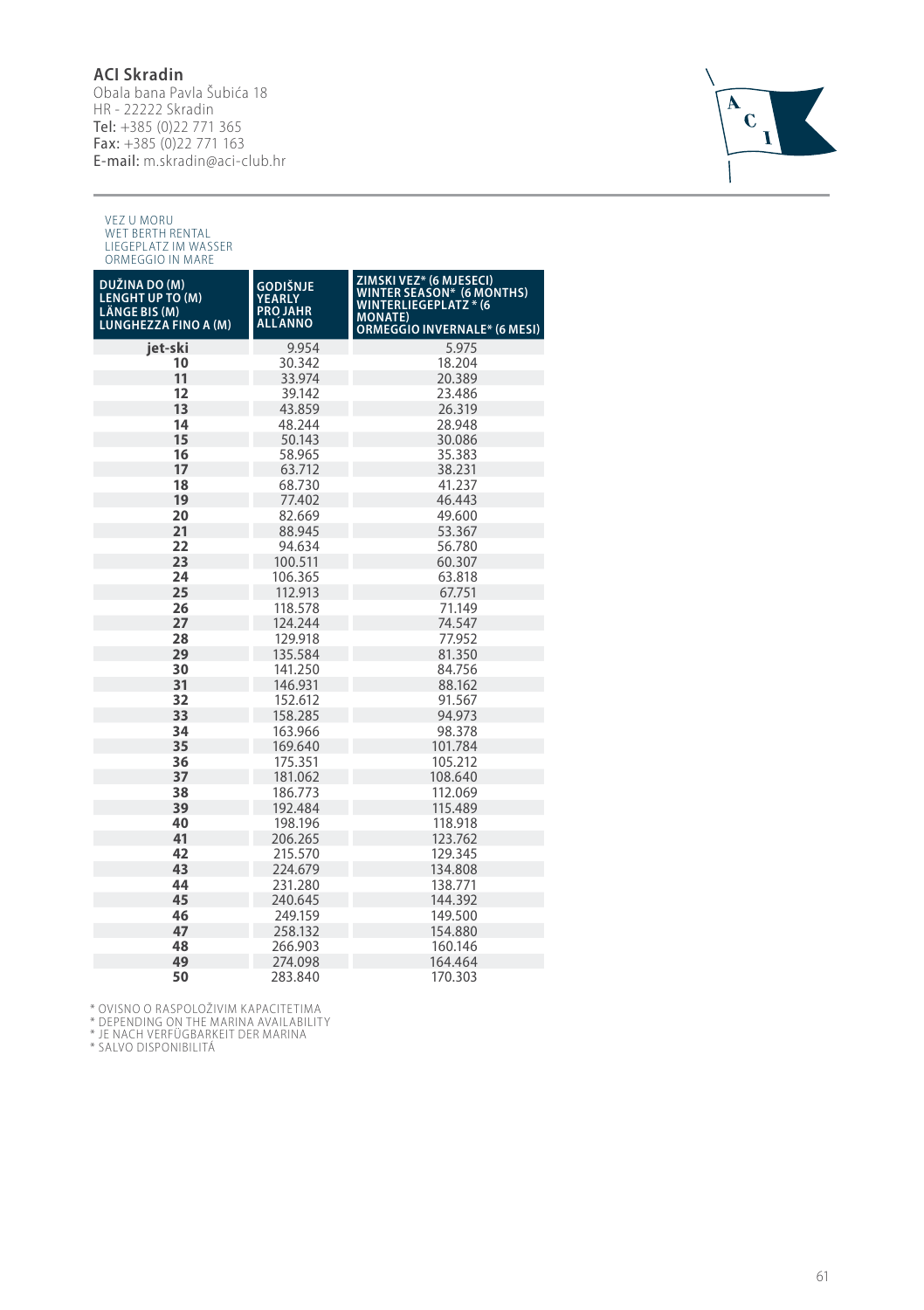## ACI Skradin

Obala bana Pavla Šubića 18
HR - 22222 Skradin
Tel: +385 (0)22 771 365
Fax: +385 (0)22 771 163
E-mail: m.skradin@aci-club.hr

VEZ U MORU
WET BERTH RENTAL
LIEGEPLATZ IM WASSER
ORMEGGIO IN MARE

| DUŽINA DO (M) LENGHT UP TO (M) LÄNGE BIS (M) LUNGHEZZA FINO A (M) | GODIŠNJE YEARLY PRO JAHR ALL'ANNO | ZIMSKI VEZ* (6 MJESECI) WINTER SEASON* (6 MONTHS) WINTERLIEGEPLATZ * (6 MONATE) ORMEGGIO INVERNALE* (6 MESI) |
|---|---|---|
| jet-ski | 9.954 | 5.975 |
| 10 | 30.342 | 18.204 |
| 11 | 33.974 | 20.389 |
| 12 | 39.142 | 23.486 |
| 13 | 43.859 | 26.319 |
| 14 | 48.244 | 28.948 |
| 15 | 50.143 | 30.086 |
| 16 | 58.965 | 35.383 |
| 17 | 63.712 | 38.231 |
| 18 | 68.730 | 41.237 |
| 19 | 77.402 | 46.443 |
| 20 | 82.669 | 49.600 |
| 21 | 88.945 | 53.367 |
| 22 | 94.634 | 56.780 |
| 23 | 100.511 | 60.307 |
| 24 | 106.365 | 63.818 |
| 25 | 112.913 | 67.751 |
| 26 | 118.578 | 71.149 |
| 27 | 124.244 | 74.547 |
| 28 | 129.918 | 77.952 |
| 29 | 135.584 | 81.350 |
| 30 | 141.250 | 84.756 |
| 31 | 146.931 | 88.162 |
| 32 | 152.612 | 91.567 |
| 33 | 158.285 | 94.973 |
| 34 | 163.966 | 98.378 |
| 35 | 169.640 | 101.784 |
| 36 | 175.351 | 105.212 |
| 37 | 181.062 | 108.640 |
| 38 | 186.773 | 112.069 |
| 39 | 192.484 | 115.489 |
| 40 | 198.196 | 118.918 |
| 41 | 206.265 | 123.762 |
| 42 | 215.570 | 129.345 |
| 43 | 224.679 | 134.808 |
| 44 | 231.280 | 138.771 |
| 45 | 240.645 | 144.392 |
| 46 | 249.159 | 149.500 |
| 47 | 258.132 | 154.880 |
| 48 | 266.903 | 160.146 |
| 49 | 274.098 | 164.464 |
| 50 | 283.840 | 170.303 |

* OVISNO O RASPOLOŽIVIM KAPACITETIMA
* DEPENDING ON THE MARINA AVAILABILITY
* JE NACH VERFÜGBARKEIT DER MARINA
* SALVO DISPONIBILITÀ